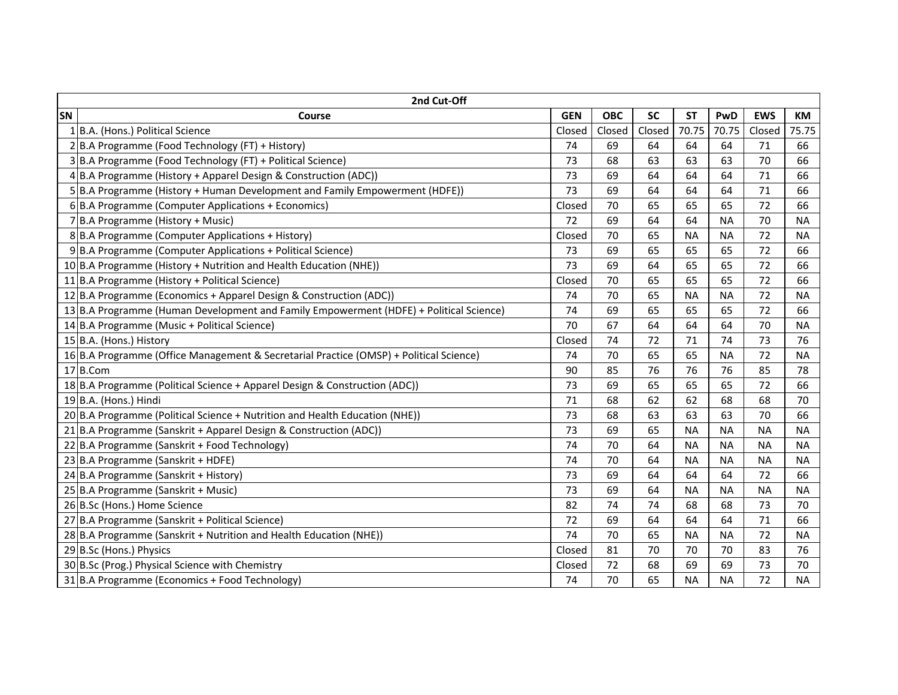| 2nd Cut-Off | | | | | | | | |
|---|---|---|---|---|---|---|---|---|
| SN | Course | GEN | OBC | SC | ST | PwD | EWS | KM |
| 1 | B.A. (Hons.) Political Science | Closed | Closed | Closed | 70.75 | 70.75 | Closed | 75.75 |
| 2 | B.A Programme (Food Technology (FT) + History) | 74 | 69 | 64 | 64 | 64 | 71 | 66 |
| 3 | B.A Programme (Food Technology (FT) + Political Science) | 73 | 68 | 63 | 63 | 63 | 70 | 66 |
| 4 | B.A Programme (History + Apparel Design & Construction (ADC)) | 73 | 69 | 64 | 64 | 64 | 71 | 66 |
| 5 | B.A Programme (History + Human Development and Family Empowerment (HDFE)) | 73 | 69 | 64 | 64 | 64 | 71 | 66 |
| 6 | B.A Programme (Computer Applications + Economics) | Closed | 70 | 65 | 65 | 65 | 72 | 66 |
| 7 | B.A Programme (History + Music) | 72 | 69 | 64 | 64 | NA | 70 | NA |
| 8 | B.A Programme (Computer Applications + History) | Closed | 70 | 65 | NA | NA | 72 | NA |
| 9 | B.A Programme (Computer Applications + Political Science) | 73 | 69 | 65 | 65 | 65 | 72 | 66 |
| 10 | B.A Programme (History + Nutrition and Health Education (NHE)) | 73 | 69 | 64 | 65 | 65 | 72 | 66 |
| 11 | B.A Programme (History + Political Science) | Closed | 70 | 65 | 65 | 65 | 72 | 66 |
| 12 | B.A Programme (Economics + Apparel Design & Construction (ADC)) | 74 | 70 | 65 | NA | NA | 72 | NA |
| 13 | B.A Programme (Human Development and Family Empowerment (HDFE) + Political Science) | 74 | 69 | 65 | 65 | 65 | 72 | 66 |
| 14 | B.A Programme (Music + Political Science) | 70 | 67 | 64 | 64 | 64 | 70 | NA |
| 15 | B.A. (Hons.) History | Closed | 74 | 72 | 71 | 74 | 73 | 76 |
| 16 | B.A Programme (Office Management & Secretarial Practice (OMSP) + Political Science) | 74 | 70 | 65 | 65 | NA | 72 | NA |
| 17 | B.Com | 90 | 85 | 76 | 76 | 76 | 85 | 78 |
| 18 | B.A Programme (Political Science + Apparel Design & Construction (ADC)) | 73 | 69 | 65 | 65 | 65 | 72 | 66 |
| 19 | B.A. (Hons.) Hindi | 71 | 68 | 62 | 62 | 68 | 68 | 70 |
| 20 | B.A Programme (Political Science + Nutrition and Health Education (NHE)) | 73 | 68 | 63 | 63 | 63 | 70 | 66 |
| 21 | B.A Programme (Sanskrit + Apparel Design & Construction (ADC)) | 73 | 69 | 65 | NA | NA | NA | NA |
| 22 | B.A Programme (Sanskrit + Food Technology) | 74 | 70 | 64 | NA | NA | NA | NA |
| 23 | B.A Programme (Sanskrit + HDFE) | 74 | 70 | 64 | NA | NA | NA | NA |
| 24 | B.A Programme (Sanskrit + History) | 73 | 69 | 64 | 64 | 64 | 72 | 66 |
| 25 | B.A Programme (Sanskrit + Music) | 73 | 69 | 64 | NA | NA | NA | NA |
| 26 | B.Sc (Hons.) Home Science | 82 | 74 | 74 | 68 | 68 | 73 | 70 |
| 27 | B.A Programme (Sanskrit + Political Science) | 72 | 69 | 64 | 64 | 64 | 71 | 66 |
| 28 | B.A Programme (Sanskrit + Nutrition and Health Education (NHE)) | 74 | 70 | 65 | NA | NA | 72 | NA |
| 29 | B.Sc (Hons.) Physics | Closed | 81 | 70 | 70 | 70 | 83 | 76 |
| 30 | B.Sc (Prog.) Physical Science with Chemistry | Closed | 72 | 68 | 69 | 69 | 73 | 70 |
| 31 | B.A Programme (Economics + Food Technology) | 74 | 70 | 65 | NA | NA | 72 | NA |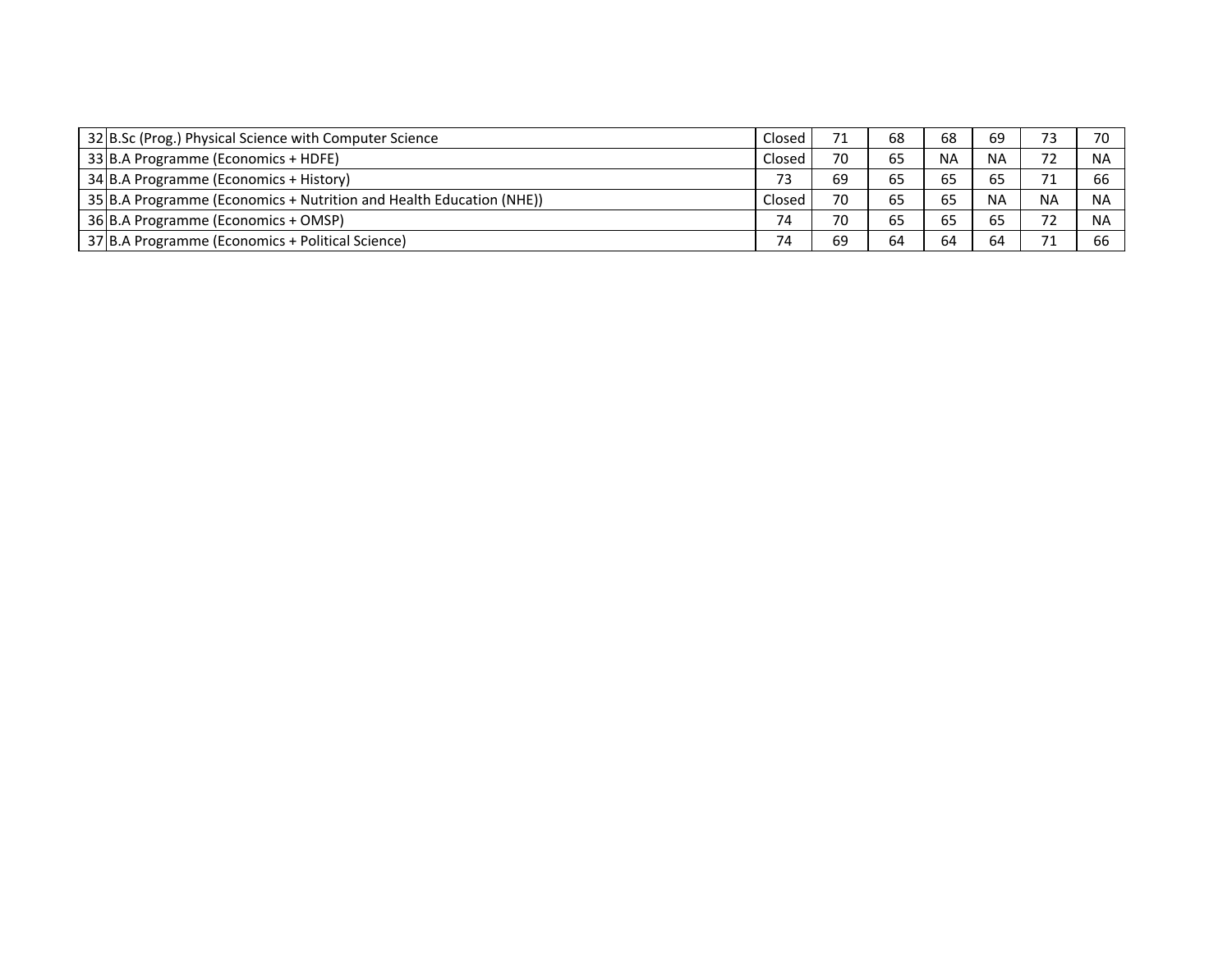| | | | | | | | | |
|---|---|---|---|---|---|---|---|---|
| 32 | B.Sc (Prog.) Physical Science with Computer Science | Closed | 71 | 68 | 68 | 69 | 73 | 70 |
| 33 | B.A Programme (Economics + HDFE) | Closed | 70 | 65 | NA | NA | 72 | NA |
| 34 | B.A Programme (Economics + History) | 73 | 69 | 65 | 65 | 65 | 71 | 66 |
| 35 | B.A Programme (Economics + Nutrition and Health Education (NHE)) | Closed | 70 | 65 | 65 | NA | NA | NA |
| 36 | B.A Programme (Economics + OMSP) | 74 | 70 | 65 | 65 | 65 | 72 | NA |
| 37 | B.A Programme (Economics + Political Science) | 74 | 69 | 64 | 64 | 64 | 71 | 66 |